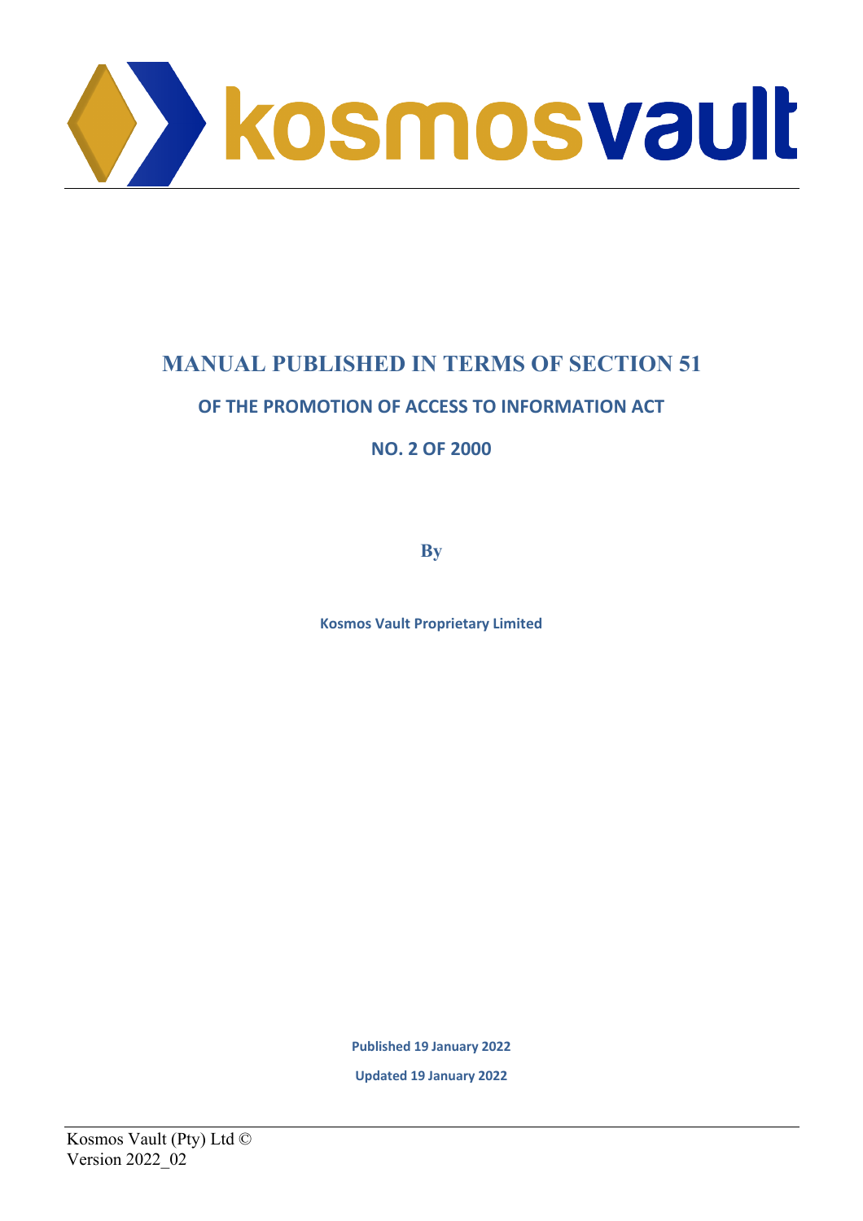kosmosvault

# MANUAL PUBLISHED IN TERMS OF SECTION 51

## OF THE PROMOTION OF ACCESS TO INFORMATION ACT

## NO. 2 OF 2000

**By**

**Kosmos Vault Proprietary Limited**

**Published 19 January 2022**

**Updated 19 January 2022**

Kosmos Vault (Pty) Ltd ©
Version 2022_02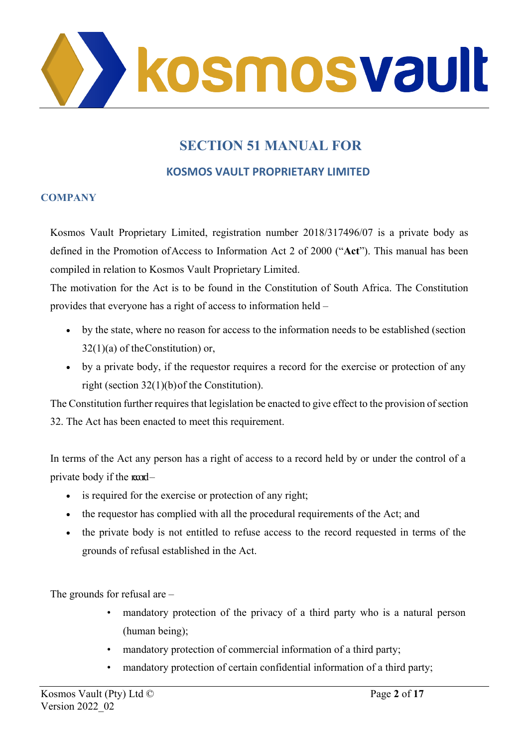# SECTION 51 MANUAL FOR

## KOSMOS VAULT PROPRIETARY LIMITED

### COMPANY

Kosmos Vault Proprietary Limited, registration number 2018/317496/07 is a private body as defined in the Promotion of Access to Information Act 2 of 2000 ("**Act**"). This manual has been compiled in relation to Kosmos Vault Proprietary Limited.

The motivation for the Act is to be found in the Constitution of South Africa. The Constitution provides that everyone has a right of access to information held –

- by the state, where no reason for access to the information needs to be established (section 32(1)(a) of the Constitution) or,
- by a private body, if the requestor requires a record for the exercise or protection of any right (section 32(1)(b) of the Constitution).

The Constitution further requires that legislation be enacted to give effect to the provision of section 32. The Act has been enacted to meet this requirement.

In terms of the Act any person has a right of access to a record held by or under the control of a private body if the record –

- is required for the exercise or protection of any right;
- the requestor has complied with all the procedural requirements of the Act; and
- the private body is not entitled to refuse access to the record requested in terms of the grounds of refusal established in the Act.

The grounds for refusal are –

- mandatory protection of the privacy of a third party who is a natural person (human being);
- mandatory protection of commercial information of a third party;
- mandatory protection of certain confidential information of a third party;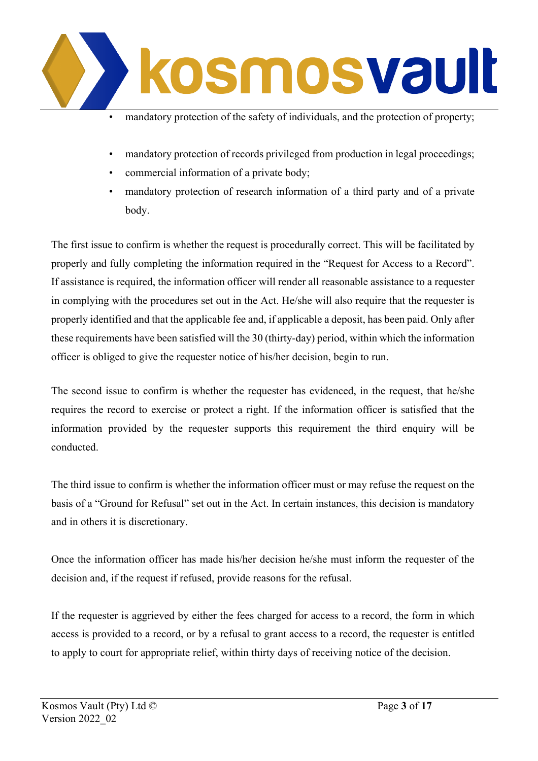- mandatory protection of the safety of individuals, and the protection of property;
- mandatory protection of records privileged from production in legal proceedings;
- commercial information of a private body;
- mandatory protection of research information of a third party and of a private body.

The first issue to confirm is whether the request is procedurally correct. This will be facilitated by properly and fully completing the information required in the “Request for Access to a Record”. If assistance is required, the information officer will render all reasonable assistance to a requester in complying with the procedures set out in the Act. He/she will also require that the requester is properly identified and that the applicable fee and, if applicable a deposit, has been paid. Only after these requirements have been satisfied will the 30 (thirty-day) period, within which the information officer is obliged to give the requester notice of his/her decision, begin to run.

The second issue to confirm is whether the requester has evidenced, in the request, that he/she requires the record to exercise or protect a right. If the information officer is satisfied that the information provided by the requester supports this requirement the third enquiry will be conducted.

The third issue to confirm is whether the information officer must or may refuse the request on the basis of a “Ground for Refusal” set out in the Act. In certain instances, this decision is mandatory and in others it is discretionary.

Once the information officer has made his/her decision he/she must inform the requester of the decision and, if the request if refused, provide reasons for the refusal.

If the requester is aggrieved by either the fees charged for access to a record, the form in which access is provided to a record, or by a refusal to grant access to a record, the requester is entitled to apply to court for appropriate relief, within thirty days of receiving notice of the decision.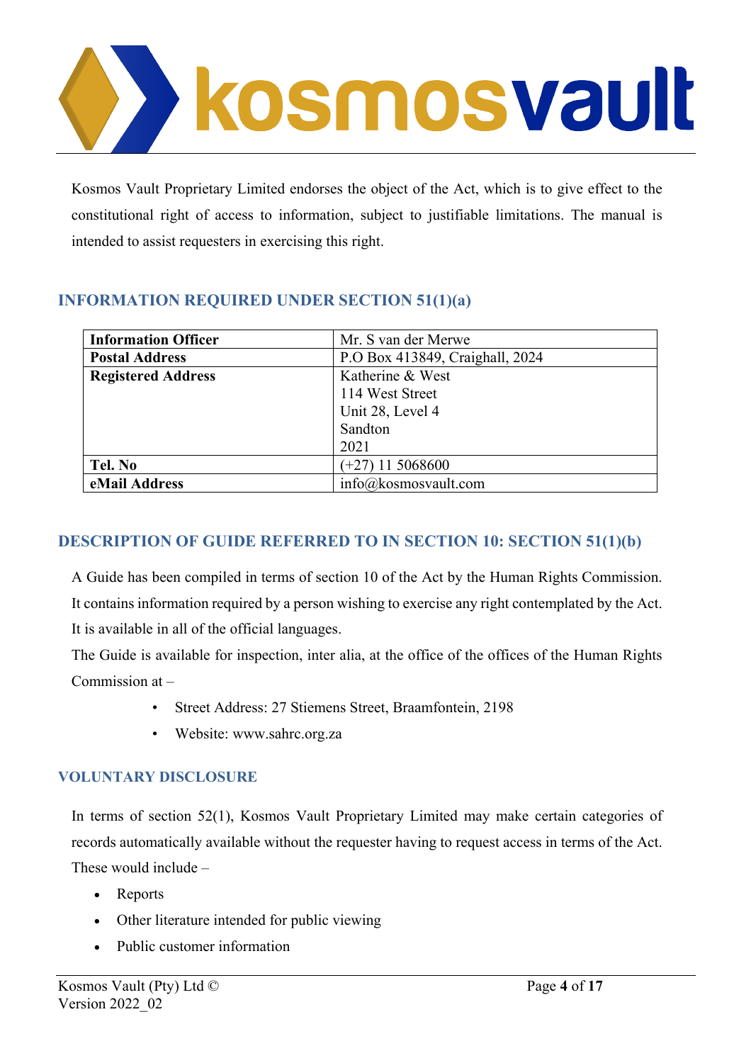Kosmos Vault Proprietary Limited endorses the object of the Act, which is to give effect to the constitutional right of access to information, subject to justifiable limitations. The manual is intended to assist requesters in exercising this right.

## INFORMATION REQUIRED UNDER SECTION 51(1)(a)

| **Information Officer** | Mr. S van der Merwe |
|---|---|
| **Postal Address** | P.O Box 413849, Craighall, 2024 |
| **Registered Address** | Katherine & West<br>114 West Street<br>Unit 28, Level 4<br>Sandton<br>2021 |
| **Tel. No** | (+27) 11 5068600 |
| **eMail Address** | info@kosmosvault.com |

## DESCRIPTION OF GUIDE REFERRED TO IN SECTION 10: SECTION 51(1)(b)

A Guide has been compiled in terms of section 10 of the Act by the Human Rights Commission. It contains information required by a person wishing to exercise any right contemplated by the Act. It is available in all of the official languages.

The Guide is available for inspection, inter alia, at the office of the offices of the Human Rights Commission at –

- Street Address: 27 Stiemens Street, Braamfontein, 2198
- Website: www.sahrc.org.za

## VOLUNTARY DISCLOSURE

In terms of section 52(1), Kosmos Vault Proprietary Limited may make certain categories of records automatically available without the requester having to request access in terms of the Act. These would include –

- Reports
- Other literature intended for public viewing
- Public customer information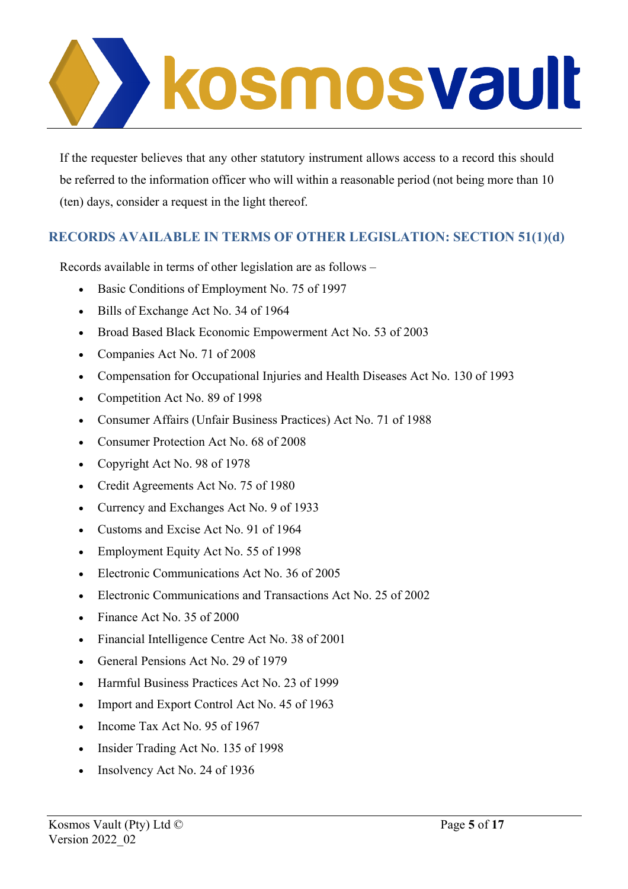If the requester believes that any other statutory instrument allows access to a record this should be referred to the information officer who will within a reasonable period (not being more than 10 (ten) days, consider a request in the light thereof.

## RECORDS AVAILABLE IN TERMS OF OTHER LEGISLATION: SECTION 51(1)(d)

Records available in terms of other legislation are as follows –

- Basic Conditions of Employment No. 75 of 1997
- Bills of Exchange Act No. 34 of 1964
- Broad Based Black Economic Empowerment Act No. 53 of 2003
- Companies Act No. 71 of 2008
- Compensation for Occupational Injuries and Health Diseases Act No. 130 of 1993
- Competition Act No. 89 of 1998
- Consumer Affairs (Unfair Business Practices) Act No. 71 of 1988
- Consumer Protection Act No. 68 of 2008
- Copyright Act No. 98 of 1978
- Credit Agreements Act No. 75 of 1980
- Currency and Exchanges Act No. 9 of 1933
- Customs and Excise Act No. 91 of 1964
- Employment Equity Act No. 55 of 1998
- Electronic Communications Act No. 36 of 2005
- Electronic Communications and Transactions Act No. 25 of 2002
- Finance Act No. 35 of 2000
- Financial Intelligence Centre Act No. 38 of 2001
- General Pensions Act No. 29 of 1979
- Harmful Business Practices Act No. 23 of 1999
- Import and Export Control Act No. 45 of 1963
- Income Tax Act No. 95 of 1967
- Insider Trading Act No. 135 of 1998
- Insolvency Act No. 24 of 1936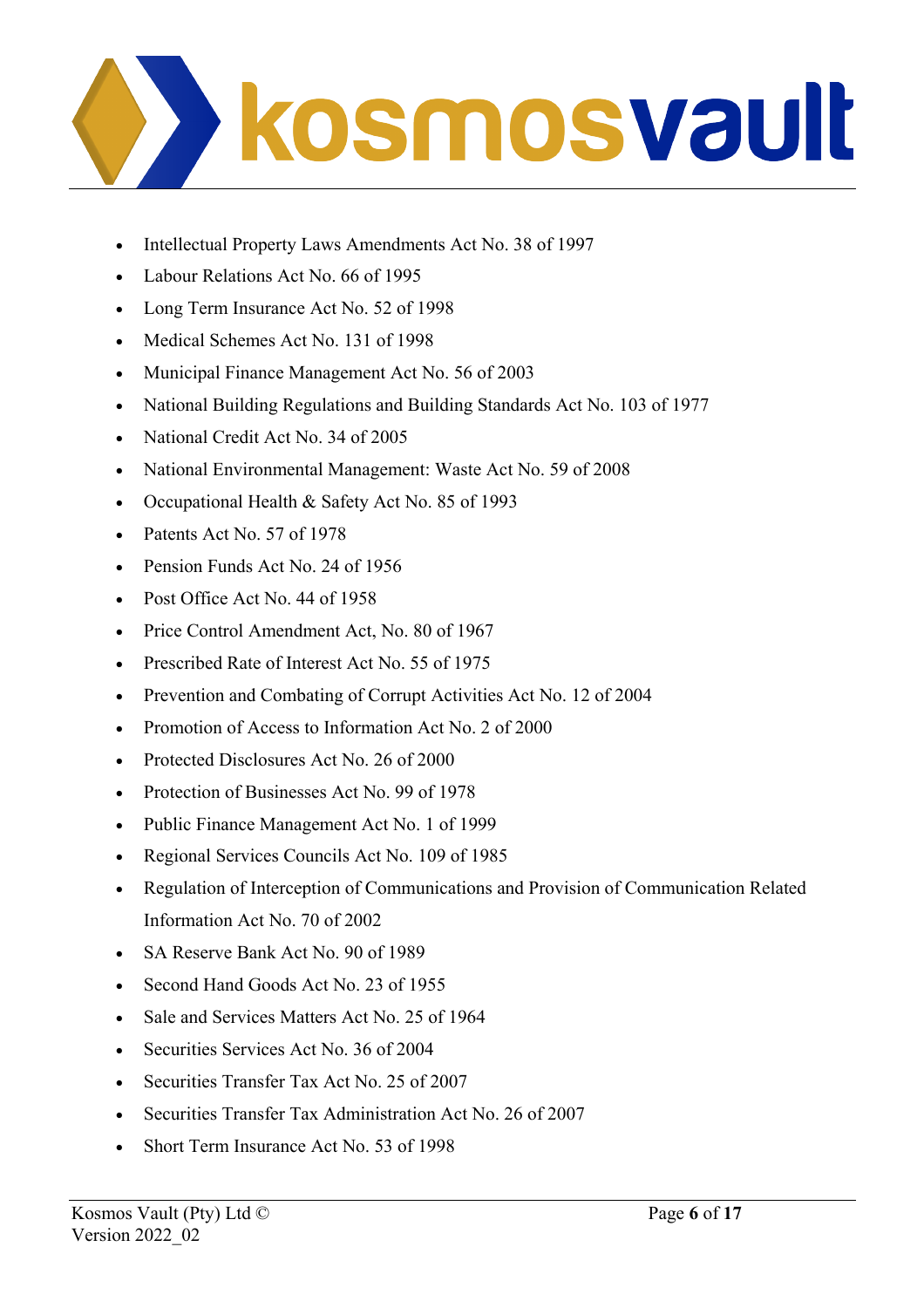- Intellectual Property Laws Amendments Act No. 38 of 1997
- Labour Relations Act No. 66 of 1995
- Long Term Insurance Act No. 52 of 1998
- Medical Schemes Act No. 131 of 1998
- Municipal Finance Management Act No. 56 of 2003
- National Building Regulations and Building Standards Act No. 103 of 1977
- National Credit Act No. 34 of 2005
- National Environmental Management: Waste Act No. 59 of 2008
- Occupational Health & Safety Act No. 85 of 1993
- Patents Act No. 57 of 1978
- Pension Funds Act No. 24 of 1956
- Post Office Act No. 44 of 1958
- Price Control Amendment Act, No. 80 of 1967
- Prescribed Rate of Interest Act No. 55 of 1975
- Prevention and Combating of Corrupt Activities Act No. 12 of 2004
- Promotion of Access to Information Act No. 2 of 2000
- Protected Disclosures Act No. 26 of 2000
- Protection of Businesses Act No. 99 of 1978
- Public Finance Management Act No. 1 of 1999
- Regional Services Councils Act No. 109 of 1985
- Regulation of Interception of Communications and Provision of Communication Related Information Act No. 70 of 2002
- SA Reserve Bank Act No. 90 of 1989
- Second Hand Goods Act No. 23 of 1955
- Sale and Services Matters Act No. 25 of 1964
- Securities Services Act No. 36 of 2004
- Securities Transfer Tax Act No. 25 of 2007
- Securities Transfer Tax Administration Act No. 26 of 2007
- Short Term Insurance Act No. 53 of 1998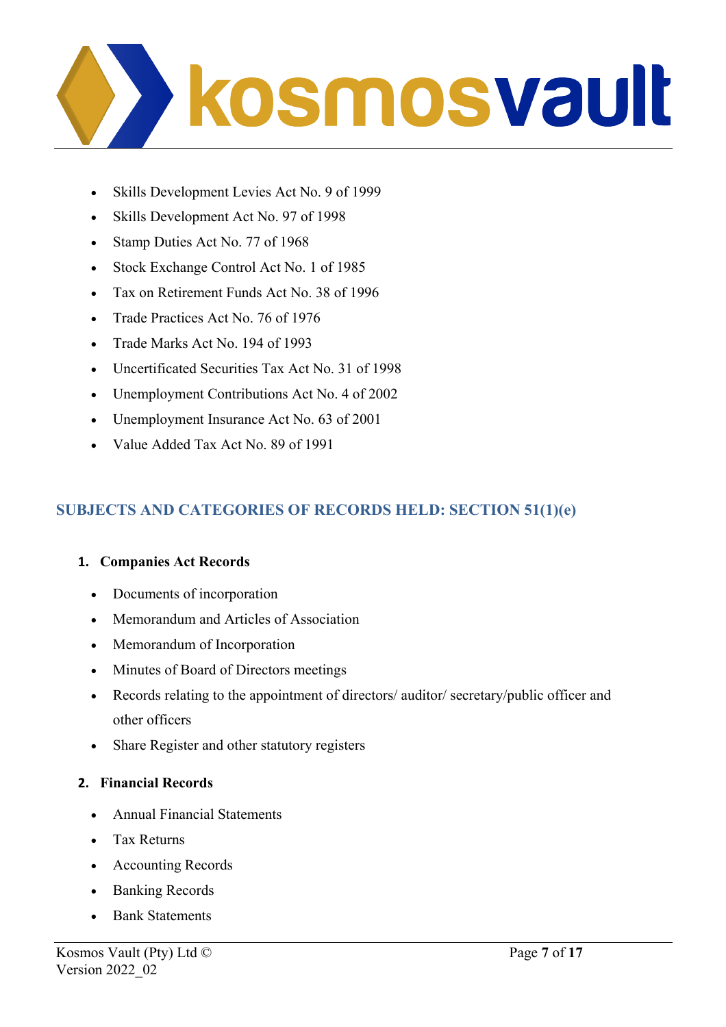- Skills Development Levies Act No. 9 of 1999
- Skills Development Act No. 97 of 1998
- Stamp Duties Act No. 77 of 1968
- Stock Exchange Control Act No. 1 of 1985
- Tax on Retirement Funds Act No. 38 of 1996
- Trade Practices Act No. 76 of 1976
- Trade Marks Act No. 194 of 1993
- Uncertificated Securities Tax Act No. 31 of 1998
- Unemployment Contributions Act No. 4 of 2002
- Unemployment Insurance Act No. 63 of 2001
- Value Added Tax Act No. 89 of 1991

## SUBJECTS AND CATEGORIES OF RECORDS HELD: SECTION 51(1)(e)

### 1. Companies Act Records

- Documents of incorporation
- Memorandum and Articles of Association
- Memorandum of Incorporation
- Minutes of Board of Directors meetings
- Records relating to the appointment of directors/ auditor/ secretary/public officer and other officers
- Share Register and other statutory registers

### 2. Financial Records

- Annual Financial Statements
- Tax Returns
- Accounting Records
- Banking Records
- Bank Statements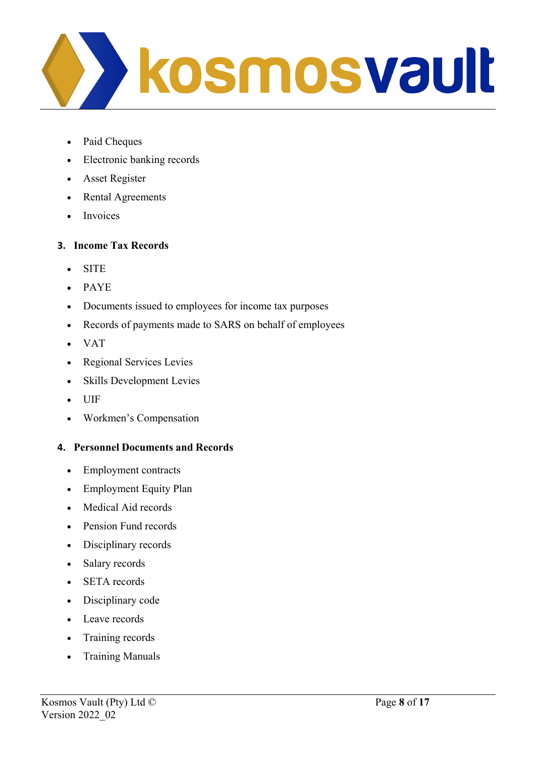- Paid Cheques
- Electronic banking records
- Asset Register
- Rental Agreements
- Invoices

**3. Income Tax Records**

- SITE
- PAYE
- Documents issued to employees for income tax purposes
- Records of payments made to SARS on behalf of employees
- VAT
- Regional Services Levies
- Skills Development Levies
- UIF
- Workmen's Compensation

**4. Personnel Documents and Records**

- Employment contracts
- Employment Equity Plan
- Medical Aid records
- Pension Fund records
- Disciplinary records
- Salary records
- SETA records
- Disciplinary code
- Leave records
- Training records
- Training Manuals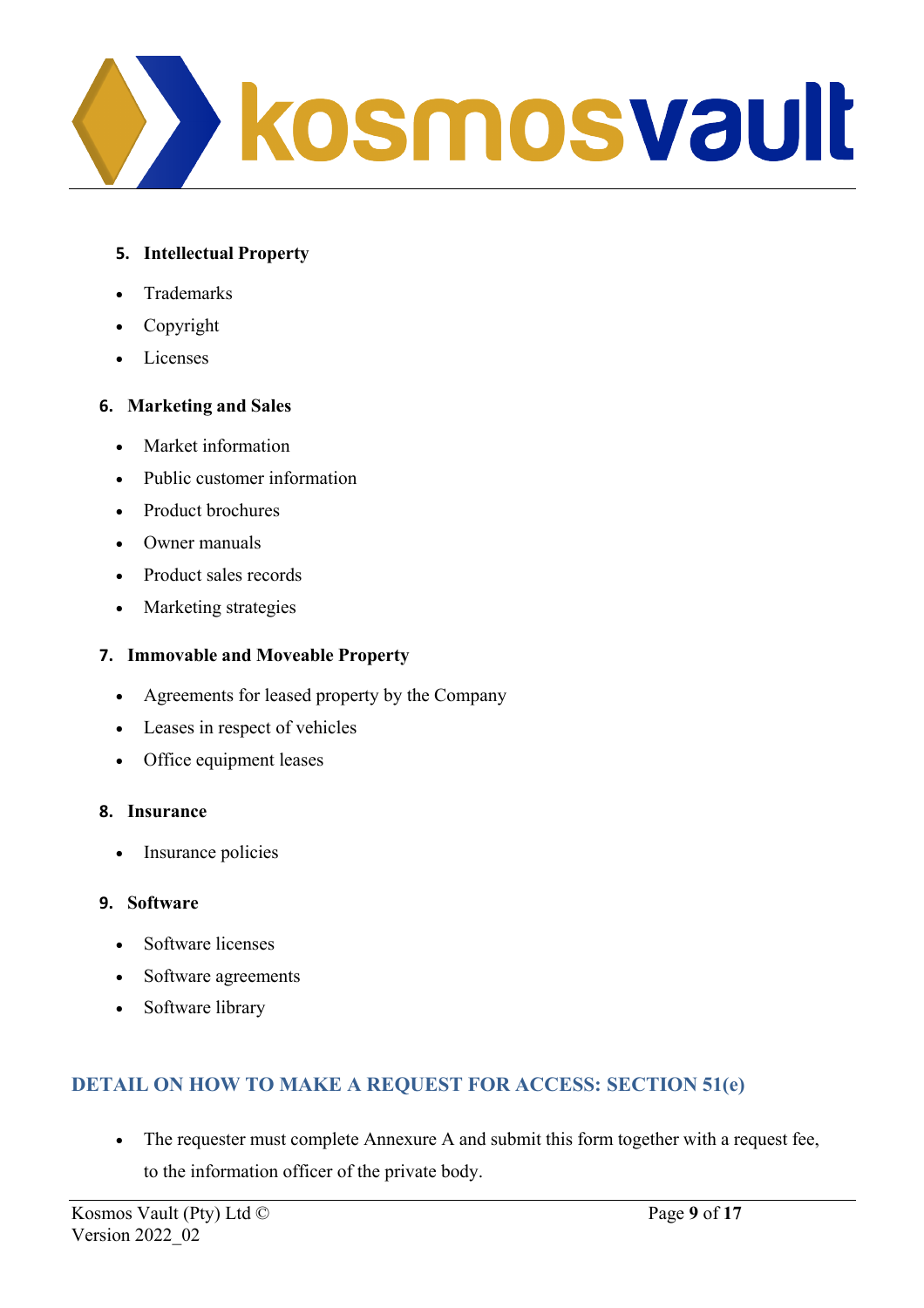**5. Intellectual Property**

- Trademarks
- Copyright
- Licenses

**6. Marketing and Sales**

- Market information
- Public customer information
- Product brochures
- Owner manuals
- Product sales records
- Marketing strategies

**7. Immovable and Moveable Property**

- Agreements for leased property by the Company
- Leases in respect of vehicles
- Office equipment leases

**8. Insurance**

- Insurance policies

**9. Software**

- Software licenses
- Software agreements
- Software library

## DETAIL ON HOW TO MAKE A REQUEST FOR ACCESS: SECTION 51(e)

- The requester must complete Annexure A and submit this form together with a request fee, to the information officer of the private body.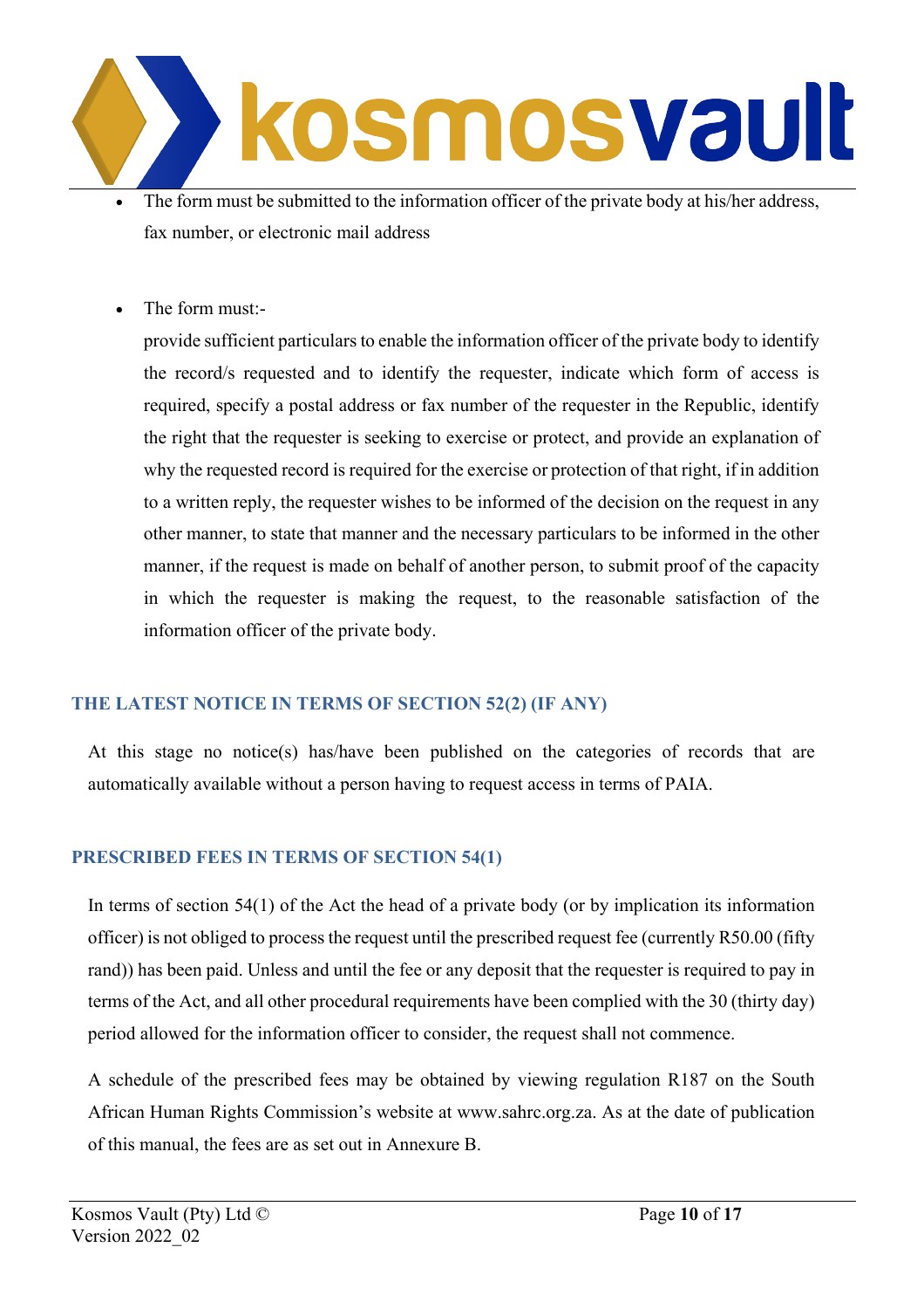- The form must be submitted to the information officer of the private body at his/her address, fax number, or electronic mail address

- The form must:-

  provide sufficient particulars to enable the information officer of the private body to identify the record/s requested and to identify the requester, indicate which form of access is required, specify a postal address or fax number of the requester in the Republic, identify the right that the requester is seeking to exercise or protect, and provide an explanation of why the requested record is required for the exercise or protection of that right, if in addition to a written reply, the requester wishes to be informed of the decision on the request in any other manner, to state that manner and the necessary particulars to be informed in the other manner, if the request is made on behalf of another person, to submit proof of the capacity in which the requester is making the request, to the reasonable satisfaction of the information officer of the private body.

## THE LATEST NOTICE IN TERMS OF SECTION 52(2) (IF ANY)

At this stage no notice(s) has/have been published on the categories of records that are automatically available without a person having to request access in terms of PAIA.

## PRESCRIBED FEES IN TERMS OF SECTION 54(1)

In terms of section 54(1) of the Act the head of a private body (or by implication its information officer) is not obliged to process the request until the prescribed request fee (currently R50.00 (fifty rand)) has been paid. Unless and until the fee or any deposit that the requester is required to pay in terms of the Act, and all other procedural requirements have been complied with the 30 (thirty day) period allowed for the information officer to consider, the request shall not commence.

A schedule of the prescribed fees may be obtained by viewing regulation R187 on the South African Human Rights Commission's website at www.sahrc.org.za. As at the date of publication of this manual, the fees are as set out in Annexure B.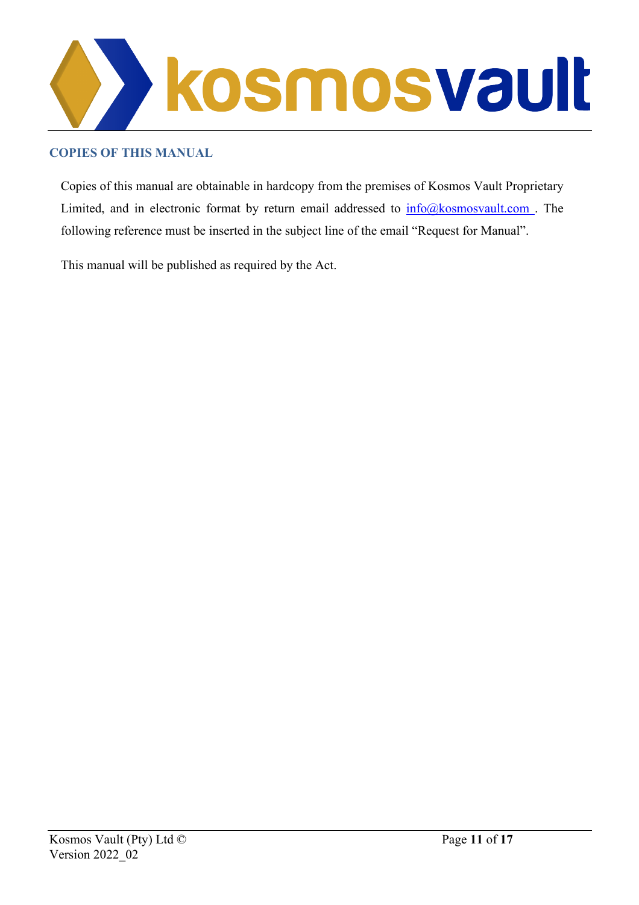## COPIES OF THIS MANUAL

Copies of this manual are obtainable in hardcopy from the premises of Kosmos Vault Proprietary Limited, and in electronic format by return email addressed to info@kosmosvault.com . The following reference must be inserted in the subject line of the email "Request for Manual".

This manual will be published as required by the Act.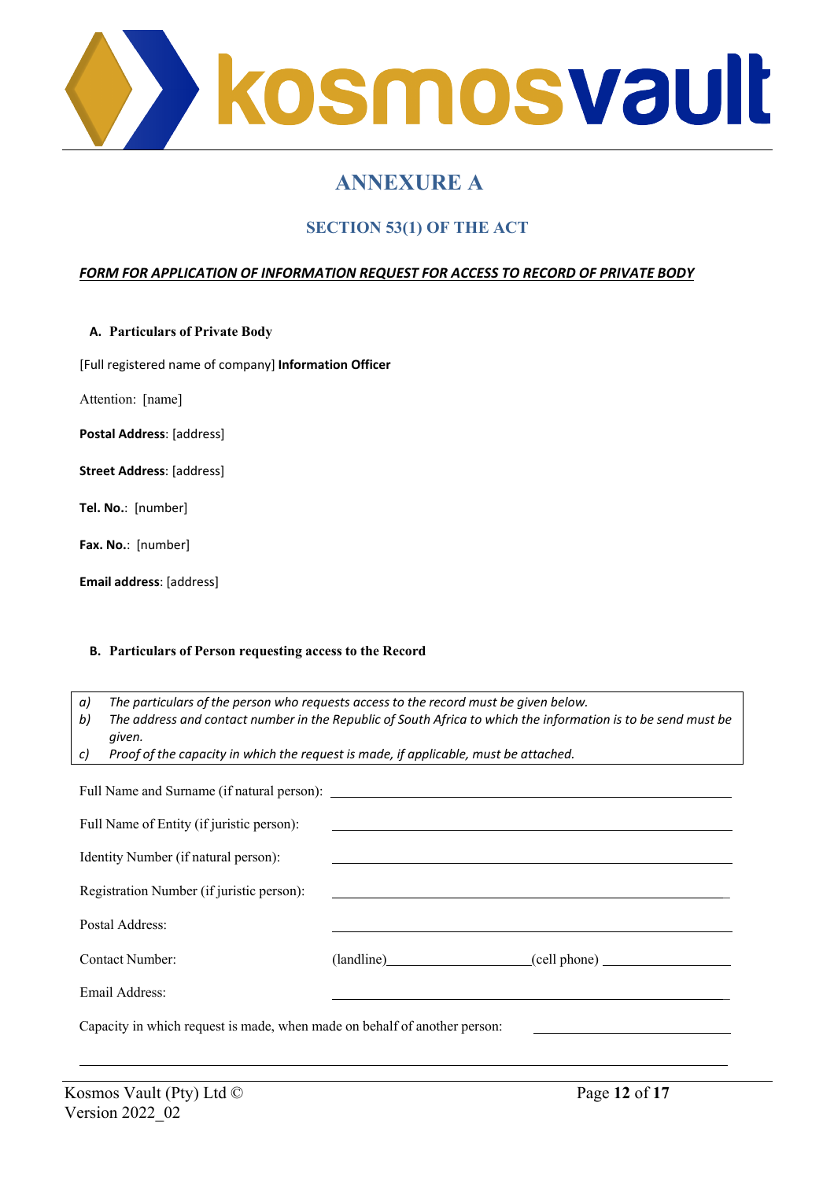# ANNEXURE A

## SECTION 53(1) OF THE ACT

***FORM FOR APPLICATION OF INFORMATION REQUEST FOR ACCESS TO RECORD OF PRIVATE BODY***

### A. Particulars of Private Body

[Full registered name of company] **Information Officer**

Attention: [name]

**Postal Address**: [address]

**Street Address**: [address]

**Tel. No.**: [number]

**Fax. No.**: [number]

**Email address**: [address]

### B. Particulars of Person requesting access to the Record

*a) The particulars of the person who requests access to the record must be given below.*
*b) The address and contact number in the Republic of South Africa to which the information is to be send must be given.*
*c) Proof of the capacity in which the request is made, if applicable, must be attached.*

Full Name and Surname (if natural person): ______________________________

Full Name of Entity (if juristic person): ______________________________

Identity Number (if natural person): ______________________________

Registration Number (if juristic person): ______________________________

Postal Address: ______________________________

Contact Number: (landline)____________________(cell phone) ________________

Email Address: ______________________________

Capacity in which request is made, when made on behalf of another person: ____________________

______________________________________________________________________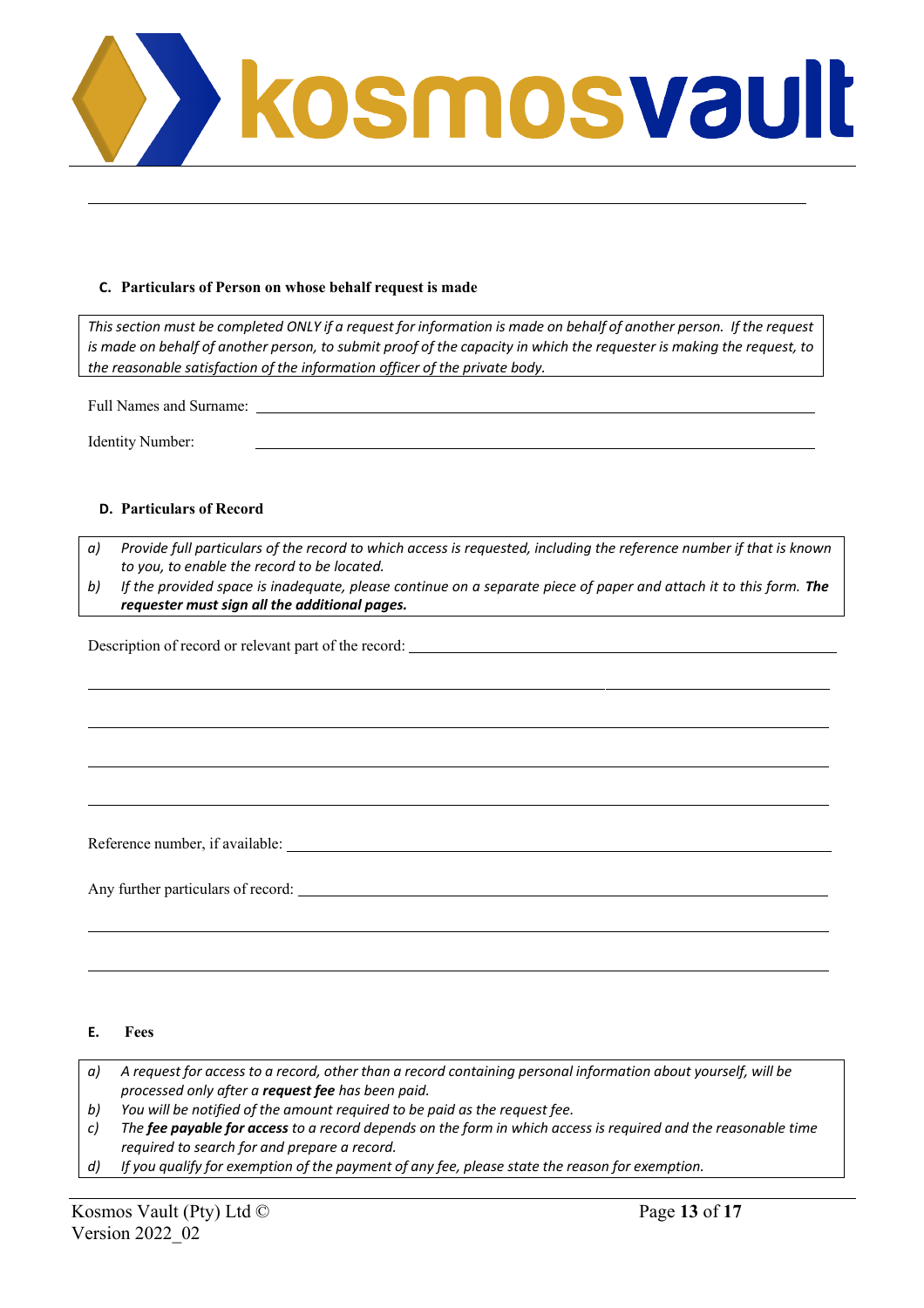### C. Particulars of Person on whose behalf request is made

*This section must be completed ONLY if a request for information is made on behalf of another person. If the request is made on behalf of another person, to submit proof of the capacity in which the requester is making the request, to the reasonable satisfaction of the information officer of the private body.*

Full Names and Surname: \_\_\_\_\_\_\_\_\_\_\_\_\_\_\_\_\_\_\_\_\_\_\_\_\_\_\_\_\_\_\_\_\_\_\_\_\_\_\_\_

Identity Number: \_\_\_\_\_\_\_\_\_\_\_\_\_\_\_\_\_\_\_\_\_\_\_\_\_\_\_\_\_\_\_\_\_\_\_\_\_\_\_\_

### D. Particulars of Record

*a) Provide full particulars of the record to which access is requested, including the reference number if that is known to you, to enable the record to be located.*

*b) If the provided space is inadequate, please continue on a separate piece of paper and attach it to this form.* ***The requester must sign all the additional pages.***

Description of record or relevant part of the record: \_\_\_\_\_\_\_\_\_\_\_\_\_\_\_\_\_\_\_\_\_\_\_\_\_\_\_\_\_\_\_\_\_\_\_\_\_\_\_\_

\_\_\_\_\_\_\_\_\_\_\_\_\_\_\_\_\_\_\_\_\_\_\_\_\_\_\_\_\_\_\_\_\_\_\_\_\_\_\_\_\_\_\_\_\_\_\_\_\_\_\_\_\_\_\_\_\_\_\_\_

\_\_\_\_\_\_\_\_\_\_\_\_\_\_\_\_\_\_\_\_\_\_\_\_\_\_\_\_\_\_\_\_\_\_\_\_\_\_\_\_\_\_\_\_\_\_\_\_\_\_\_\_\_\_\_\_\_\_\_\_

\_\_\_\_\_\_\_\_\_\_\_\_\_\_\_\_\_\_\_\_\_\_\_\_\_\_\_\_\_\_\_\_\_\_\_\_\_\_\_\_\_\_\_\_\_\_\_\_\_\_\_\_\_\_\_\_\_\_\_\_

\_\_\_\_\_\_\_\_\_\_\_\_\_\_\_\_\_\_\_\_\_\_\_\_\_\_\_\_\_\_\_\_\_\_\_\_\_\_\_\_\_\_\_\_\_\_\_\_\_\_\_\_\_\_\_\_\_\_\_\_

Reference number, if available: \_\_\_\_\_\_\_\_\_\_\_\_\_\_\_\_\_\_\_\_\_\_\_\_\_\_\_\_\_\_\_\_\_\_\_\_\_\_\_\_

Any further particulars of record: \_\_\_\_\_\_\_\_\_\_\_\_\_\_\_\_\_\_\_\_\_\_\_\_\_\_\_\_\_\_\_\_\_\_\_\_\_\_\_\_

\_\_\_\_\_\_\_\_\_\_\_\_\_\_\_\_\_\_\_\_\_\_\_\_\_\_\_\_\_\_\_\_\_\_\_\_\_\_\_\_\_\_\_\_\_\_\_\_\_\_\_\_\_\_\_\_\_\_\_\_

\_\_\_\_\_\_\_\_\_\_\_\_\_\_\_\_\_\_\_\_\_\_\_\_\_\_\_\_\_\_\_\_\_\_\_\_\_\_\_\_\_\_\_\_\_\_\_\_\_\_\_\_\_\_\_\_\_\_\_\_

### E. Fees

*a) A request for access to a record, other than a record containing personal information about yourself, will be processed only after a* ***request fee*** *has been paid.*

*b) You will be notified of the amount required to be paid as the request fee.*

*c) The* ***fee payable for access*** *to a record depends on the form in which access is required and the reasonable time required to search for and prepare a record.*

*d) If you qualify for exemption of the payment of any fee, please state the reason for exemption.*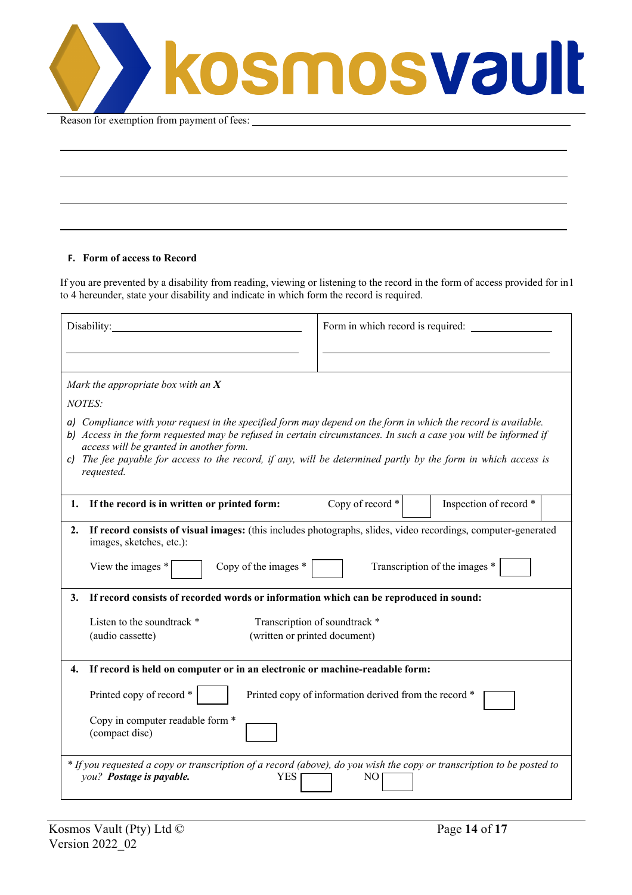Reason for exemption from payment of fees: ______________________________________________

_____________________________________________________________________________

_____________________________________________________________________________

_____________________________________________________________________________

_____________________________________________________________________________

**F. Form of access to Record**

If you are prevented by a disability from reading, viewing or listening to the record in the form of access provided for in1 to 4 hereunder, state your disability and indicate in which form the record is required.

| Disability: ______________________________ | Form in which record is required: ______________ |
|---|---|
| ______________________________ | ______________________________ |

*Mark the appropriate box with an **X***

*NOTES:*

*a) Compliance with your request in the specified form may depend on the form in which the record is available.*
*b) Access in the form requested may be refused in certain circumstances. In such a case you will be informed if access will be granted in another form.*
*c) The fee payable for access to the record, if any, will be determined partly by the form in which access is requested.*

**1. If the record is in written or printed form:** Copy of record * [ ] Inspection of record * [ ]

**2. If record consists of visual images:** (this includes photographs, slides, video recordings, computer-generated images, sketches, etc.):

View the images * [ ] Copy of the images * [ ] Transcription of the images * [ ]

**3. If record consists of recorded words or information which can be reproduced in sound:**

Listen to the soundtrack * (audio cassette)
Transcription of soundtrack * (written or printed document)

**4. If record is held on computer or in an electronic or machine-readable form:**

Printed copy of record * [ ] Printed copy of information derived from the record * [ ]

Copy in computer readable form * (compact disc) [ ]

*\* If you requested a copy or transcription of a record (above), do you wish the copy or transcription to be posted to you? **Postage is payable.*** YES [ ] NO [ ]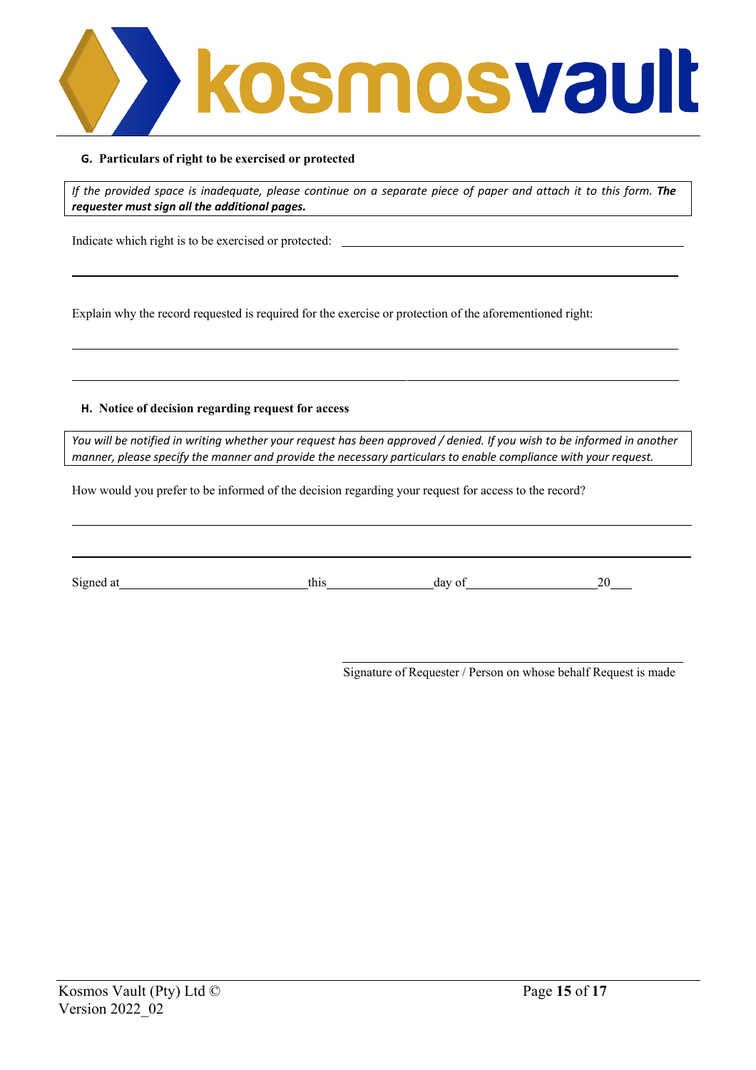### G. Particulars of right to be exercised or protected

*If the provided space is inadequate, please continue on a separate piece of paper and attach it to this form.* ***The requester must sign all the additional pages.***

Indicate which right is to be exercised or protected: \_\_\_\_\_\_\_\_\_\_\_\_\_\_\_\_\_\_\_\_\_\_\_\_\_\_\_\_\_\_\_\_\_\_\_\_\_\_\_\_

\_\_\_\_\_\_\_\_\_\_\_\_\_\_\_\_\_\_\_\_\_\_\_\_\_\_\_\_\_\_\_\_\_\_\_\_\_\_\_\_\_\_\_\_\_\_\_\_\_\_\_\_\_\_\_\_\_\_\_\_\_\_\_\_\_\_\_\_\_\_

Explain why the record requested is required for the exercise or protection of the aforementioned right:

\_\_\_\_\_\_\_\_\_\_\_\_\_\_\_\_\_\_\_\_\_\_\_\_\_\_\_\_\_\_\_\_\_\_\_\_\_\_\_\_\_\_\_\_\_\_\_\_\_\_\_\_\_\_\_\_\_\_\_\_\_\_\_\_\_\_\_\_\_\_

\_\_\_\_\_\_\_\_\_\_\_\_\_\_\_\_\_\_\_\_\_\_\_\_\_\_\_\_\_\_\_\_\_\_\_\_\_\_\_\_\_\_\_\_\_\_\_\_\_\_\_\_\_\_\_\_\_\_\_\_\_\_\_\_\_\_\_\_\_\_

### H. Notice of decision regarding request for access

*You will be notified in writing whether your request has been approved / denied. If you wish to be informed in another manner, please specify the manner and provide the necessary particulars to enable compliance with your request.*

How would you prefer to be informed of the decision regarding your request for access to the record?

\_\_\_\_\_\_\_\_\_\_\_\_\_\_\_\_\_\_\_\_\_\_\_\_\_\_\_\_\_\_\_\_\_\_\_\_\_\_\_\_\_\_\_\_\_\_\_\_\_\_\_\_\_\_\_\_\_\_\_\_\_\_\_\_\_\_\_\_\_\_

\_\_\_\_\_\_\_\_\_\_\_\_\_\_\_\_\_\_\_\_\_\_\_\_\_\_\_\_\_\_\_\_\_\_\_\_\_\_\_\_\_\_\_\_\_\_\_\_\_\_\_\_\_\_\_\_\_\_\_\_\_\_\_\_\_\_\_\_\_\_

Signed at \_\_\_\_\_\_\_\_\_\_\_\_\_\_\_\_\_\_\_\_ this \_\_\_\_\_\_\_\_\_\_\_\_ day of \_\_\_\_\_\_\_\_\_\_\_\_\_\_\_ 20\_\_\_

\_\_\_\_\_\_\_\_\_\_\_\_\_\_\_\_\_\_\_\_\_\_\_\_\_\_\_\_\_\_\_\_\_\_\_\_\_\_\_\_

Signature of Requester / Person on whose behalf Request is made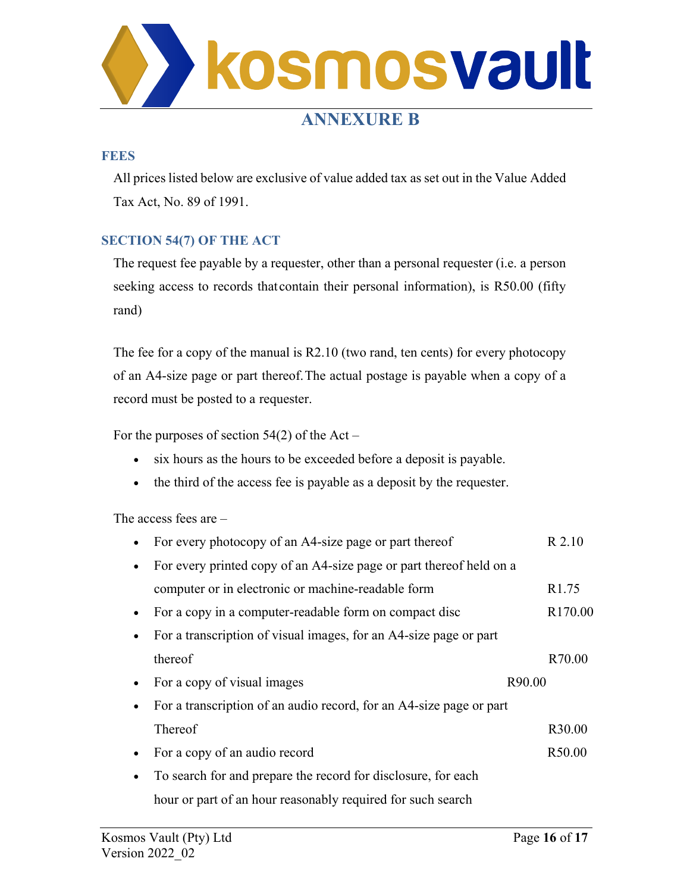# ANNEXURE B

## FEES

All prices listed below are exclusive of value added tax as set out in the Value Added Tax Act, No. 89 of 1991.

## SECTION 54(7) OF THE ACT

The request fee payable by a requester, other than a personal requester (i.e. a person seeking access to records that contain their personal information), is R50.00 (fifty rand)

The fee for a copy of the manual is R2.10 (two rand, ten cents) for every photocopy of an A4-size page or part thereof. The actual postage is payable when a copy of a record must be posted to a requester.

For the purposes of section 54(2) of the Act –

- six hours as the hours to be exceeded before a deposit is payable.
- the third of the access fee is payable as a deposit by the requester.

The access fees are –

- For every photocopy of an A4-size page or part thereof — R 2.10
- For every printed copy of an A4-size page or part thereof held on a computer or in electronic or machine-readable form — R1.75
- For a copy in a computer-readable form on compact disc — R170.00
- For a transcription of visual images, for an A4-size page or part thereof — R70.00
- For a copy of visual images — R90.00
- For a transcription of an audio record, for an A4-size page or part Thereof — R30.00
- For a copy of an audio record — R50.00
- To search for and prepare the record for disclosure, for each hour or part of an hour reasonably required for such search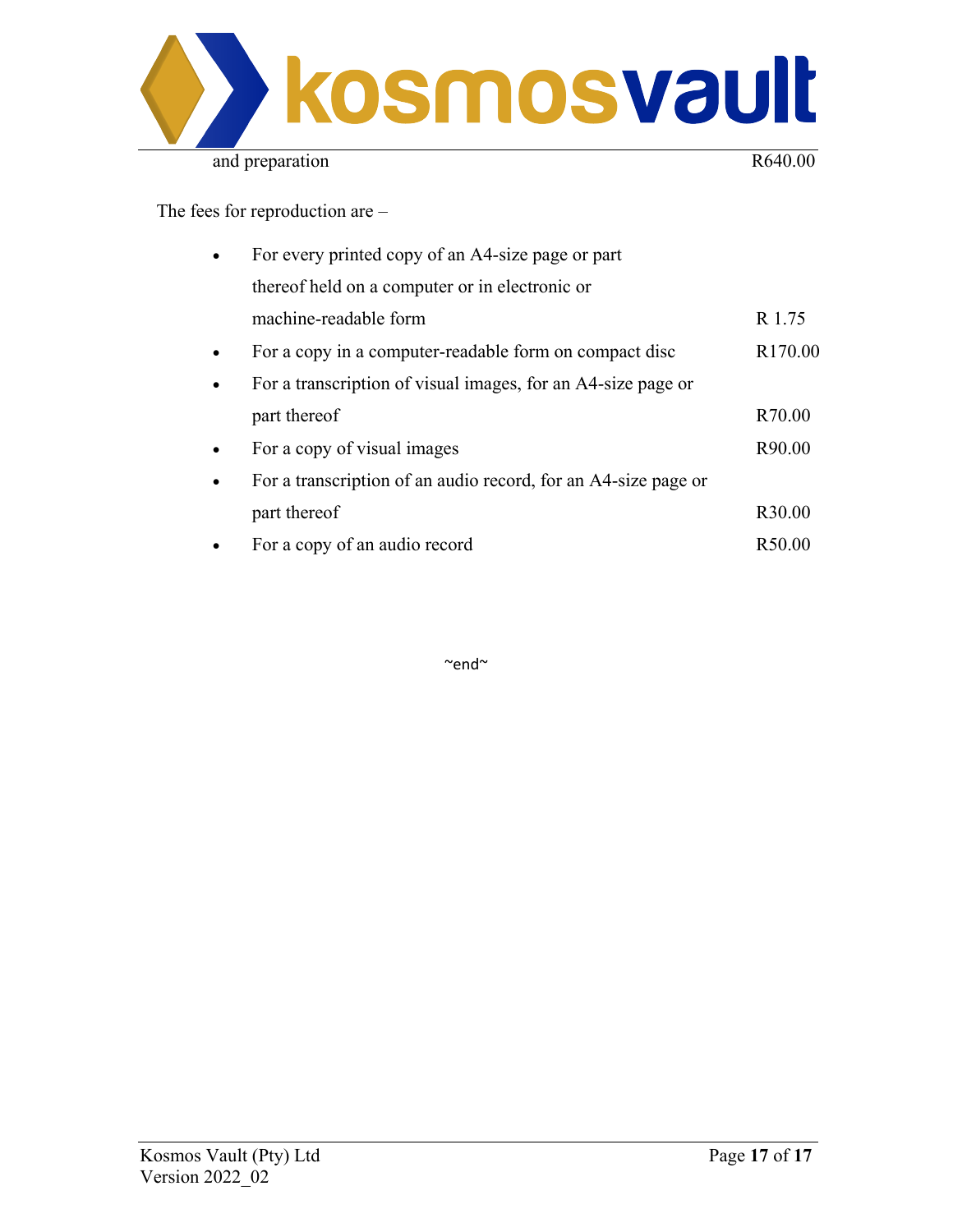and preparation R640.00

The fees for reproduction are –

- For every printed copy of an A4-size page or part thereof held on a computer or in electronic or machine-readable form R 1.75
- For a copy in a computer-readable form on compact disc R170.00
- For a transcription of visual images, for an A4-size page or part thereof R70.00
- For a copy of visual images R90.00
- For a transcription of an audio record, for an A4-size page or part thereof R30.00
- For a copy of an audio record R50.00

~end~